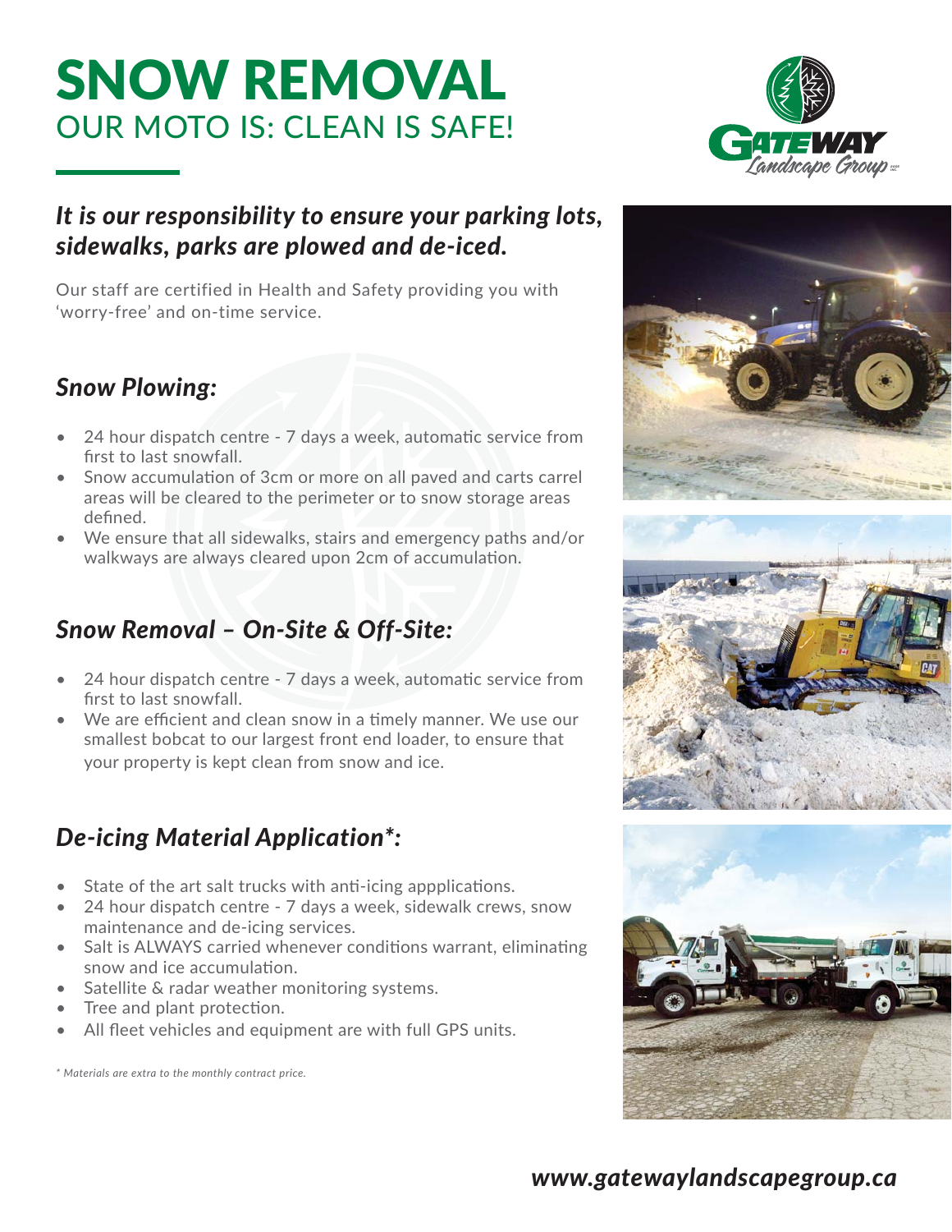# SNOW REMOVAL

## OUR MOTO IS: CLEAN IS SAFE!

***It is our responsibility to ensure your parking lots, sidewalks, parks are plowed and de-iced.***

Our staff are certified in Health and Safety providing you with 'worry-free' and on-time service.

### *Snow Plowing:*

- 24 hour dispatch centre - 7 days a week, automatic service from first to last snowfall.
- Snow accumulation of 3cm or more on all paved and carts carrel areas will be cleared to the perimeter or to snow storage areas defined.
- We ensure that all sidewalks, stairs and emergency paths and/or walkways are always cleared upon 2cm of accumulation.

### *Snow Removal – On-Site & Off-Site:*

- 24 hour dispatch centre - 7 days a week, automatic service from first to last snowfall.
- We are efficient and clean snow in a timely manner. We use our smallest bobcat to our largest front end loader, to ensure that your property is kept clean from snow and ice.

### *De-icing Material Application\*:*

- State of the art salt trucks with anti-icing appplications.
- 24 hour dispatch centre - 7 days a week, sidewalk crews, snow maintenance and de-icing services.
- Salt is ALWAYS carried whenever conditions warrant, eliminating snow and ice accumulation.
- Satellite & radar weather monitoring systems.
- Tree and plant protection.
- All fleet vehicles and equipment are with full GPS units.

*\* Materials are extra to the monthly contract price.*

***www.gatewaylandscapegroup.ca***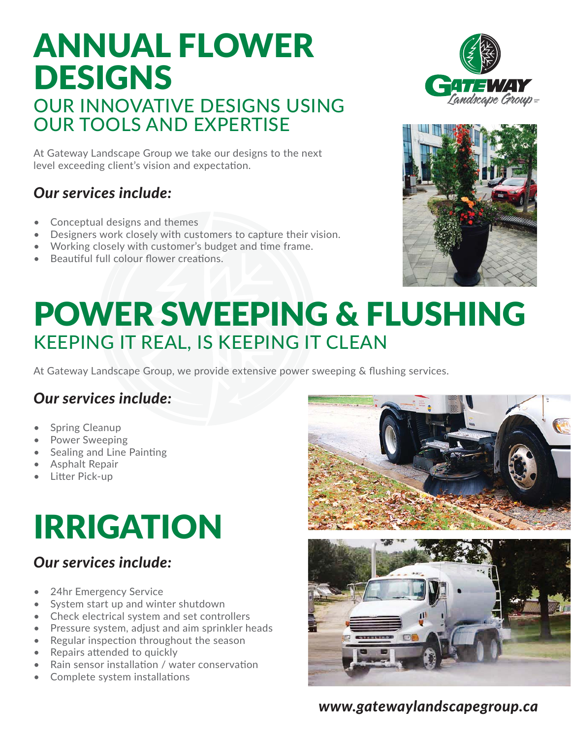# ANNUAL FLOWER DESIGNS

## OUR INNOVATIVE DESIGNS USING OUR TOOLS AND EXPERTISE

At Gateway Landscape Group we take our designs to the next level exceeding client's vision and expectation.

### *Our services include:*

- Conceptual designs and themes
- Designers work closely with customers to capture their vision.
- Working closely with customer's budget and time frame.
- Beautiful full colour flower creations.

# POWER SWEEPING & FLUSHING

## KEEPING IT REAL, IS KEEPING IT CLEAN

At Gateway Landscape Group, we provide extensive power sweeping & flushing services.

### *Our services include:*

- Spring Cleanup
- Power Sweeping
- Sealing and Line Painting
- Asphalt Repair
- Litter Pick-up

# IRRIGATION

### *Our services include:*

- 24hr Emergency Service
- System start up and winter shutdown
- Check electrical system and set controllers
- Pressure system, adjust and aim sprinkler heads
- Regular inspection throughout the season
- Repairs attended to quickly
- Rain sensor installation / water conservation
- Complete system installations

***www.gatewaylandscapegroup.ca***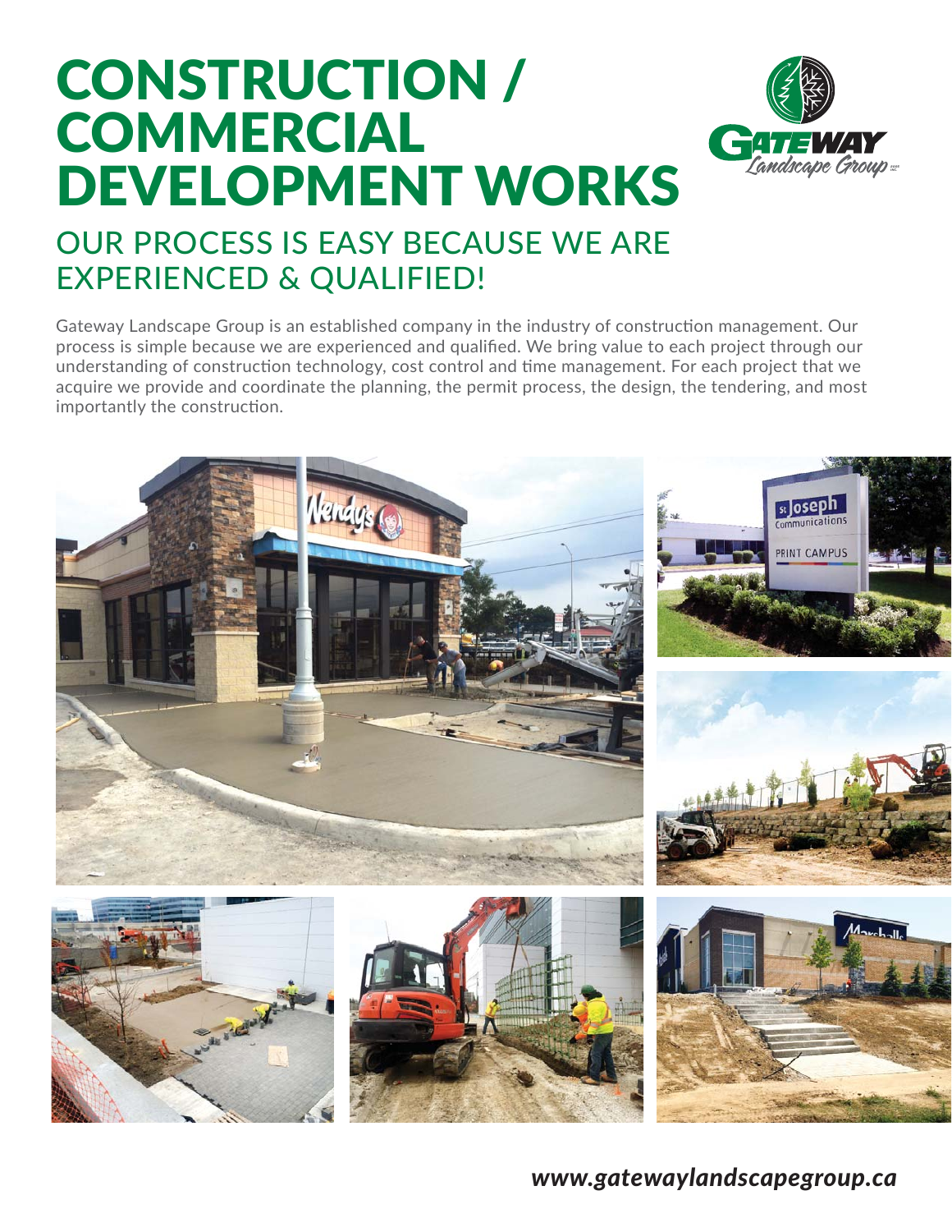# CONSTRUCTION / COMMERCIAL DEVELOPMENT WORKS

## OUR PROCESS IS EASY BECAUSE WE ARE EXPERIENCED & QUALIFIED!

Gateway Landscape Group is an established company in the industry of construction management. Our process is simple because we are experienced and qualified. We bring value to each project through our understanding of construction technology, cost control and time management. For each project that we acquire we provide and coordinate the planning, the permit process, the design, the tendering, and most importantly the construction.

***www.gatewaylandscapegroup.ca***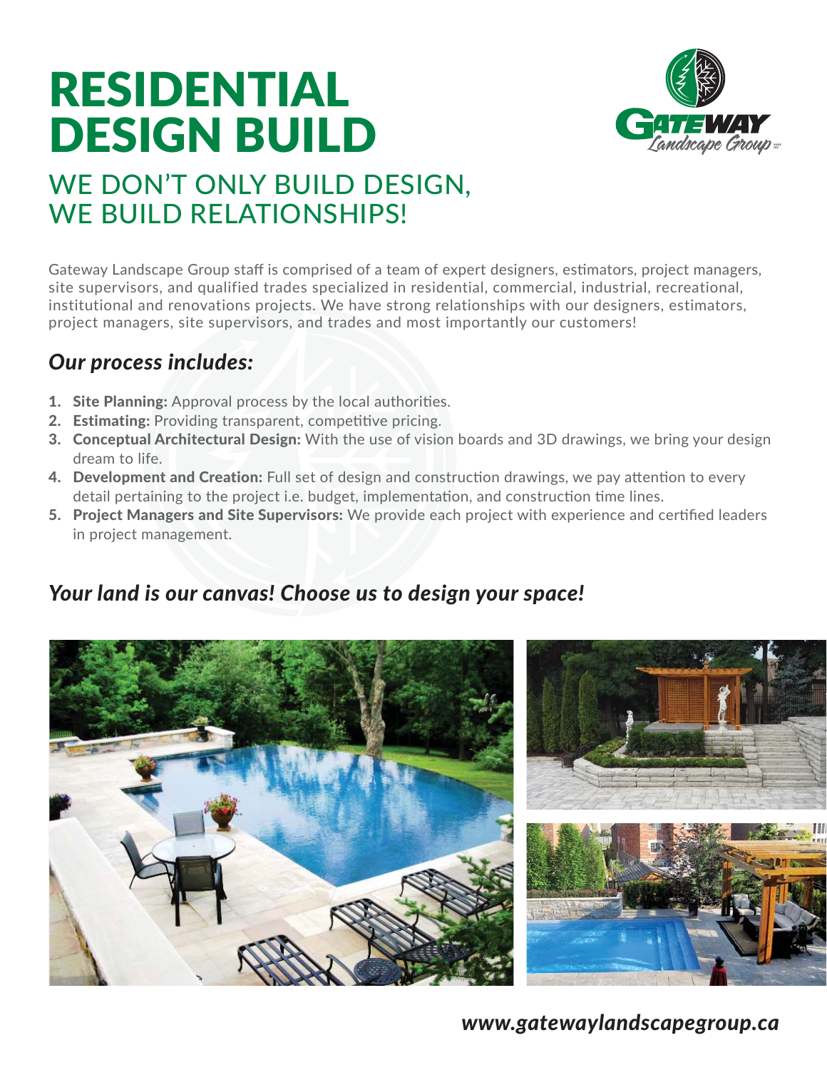# RESIDENTIAL DESIGN BUILD

## WE DON'T ONLY BUILD DESIGN, WE BUILD RELATIONSHIPS!

Gateway Landscape Group staff is comprised of a team of expert designers, estimators, project managers, site supervisors, and qualified trades specialized in residential, commercial, industrial, recreational, institutional and renovations projects. We have strong relationships with our designers, estimators, project managers, site supervisors, and trades and most importantly our customers!

### *Our process includes:*

1. **Site Planning:** Approval process by the local authorities.
2. **Estimating:** Providing transparent, competitive pricing.
3. **Conceptual Architectural Design:** With the use of vision boards and 3D drawings, we bring your design dream to life.
4. **Development and Creation:** Full set of design and construction drawings, we pay attention to every detail pertaining to the project i.e. budget, implementation, and construction time lines.
5. **Project Managers and Site Supervisors:** We provide each project with experience and certified leaders in project management.

### *Your land is our canvas! Choose us to design your space!*

***www.gatewaylandscapegroup.ca***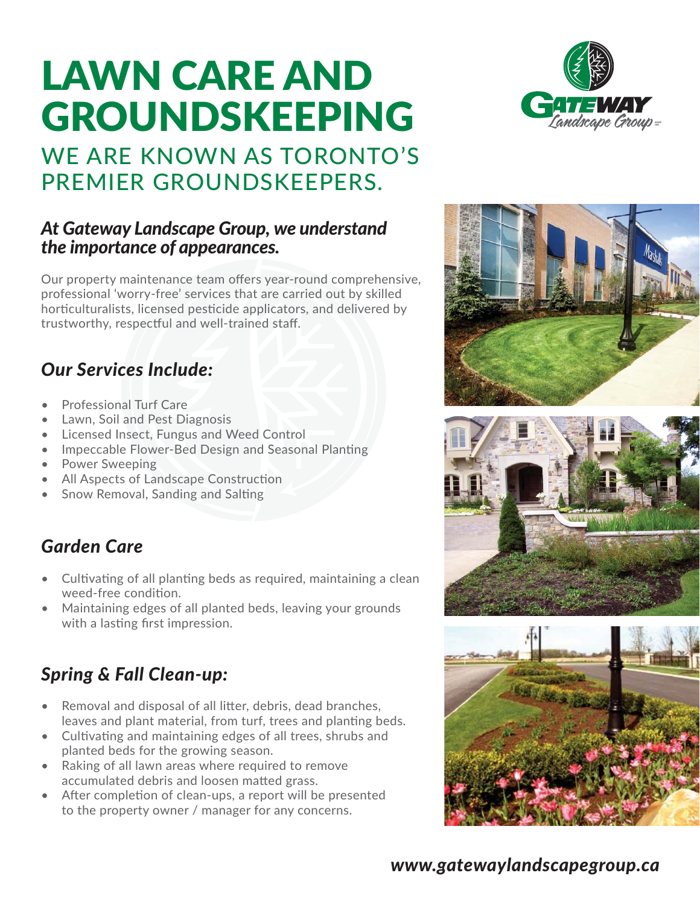# LAWN CARE AND GROUNDSKEEPING

## WE ARE KNOWN AS TORONTO'S PREMIER GROUNDSKEEPERS.

### *At Gateway Landscape Group, we understand the importance of appearances.*

Our property maintenance team offers year-round comprehensive, professional 'worry-free' services that are carried out by skilled horticulturalists, licensed pesticide applicators, and delivered by trustworthy, respectful and well-trained staff.

### *Our Services Include:*

- Professional Turf Care
- Lawn, Soil and Pest Diagnosis
- Licensed Insect, Fungus and Weed Control
- Impeccable Flower-Bed Design and Seasonal Planting
- Power Sweeping
- All Aspects of Landscape Construction
- Snow Removal, Sanding and Salting

### *Garden Care*

- Cultivating of all planting beds as required, maintaining a clean weed-free condition.
- Maintaining edges of all planted beds, leaving your grounds with a lasting first impression.

### *Spring & Fall Clean-up:*

- Removal and disposal of all litter, debris, dead branches, leaves and plant material, from turf, trees and planting beds.
- Cultivating and maintaining edges of all trees, shrubs and planted beds for the growing season.
- Raking of all lawn areas where required to remove accumulated debris and loosen matted grass.
- After completion of clean-ups, a report will be presented to the property owner / manager for any concerns.

*www.gatewaylandscapegroup.ca*